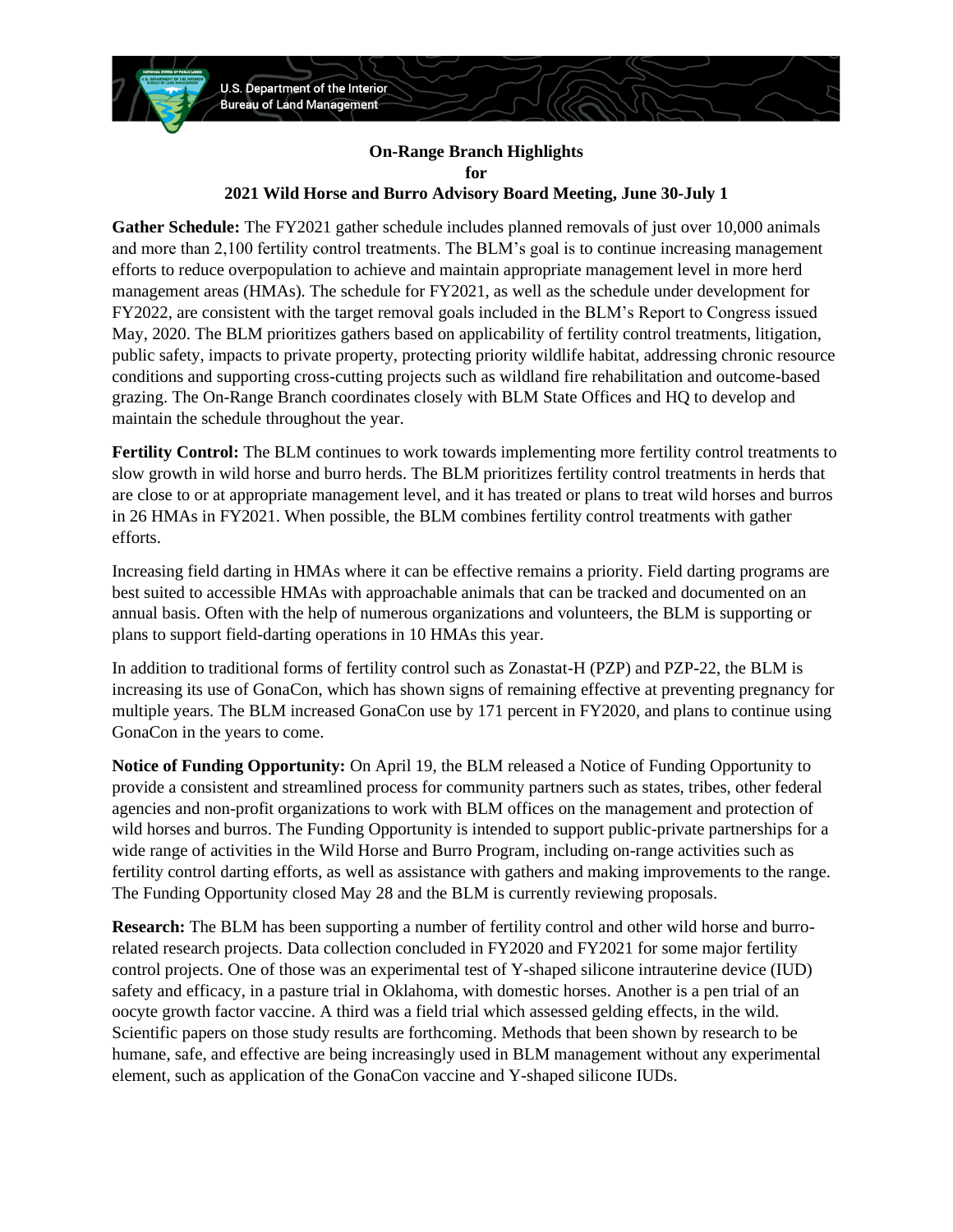U.S. Department of the Interior
Bureau of Land Management

**On-Range Branch Highlights**
**for**
**2021 Wild Horse and Burro Advisory Board Meeting, June 30-July 1**

**Gather Schedule:** The FY2021 gather schedule includes planned removals of just over 10,000 animals and more than 2,100 fertility control treatments. The BLM's goal is to continue increasing management efforts to reduce overpopulation to achieve and maintain appropriate management level in more herd management areas (HMAs). The schedule for FY2021, as well as the schedule under development for FY2022, are consistent with the target removal goals included in the BLM's Report to Congress issued May, 2020. The BLM prioritizes gathers based on applicability of fertility control treatments, litigation, public safety, impacts to private property, protecting priority wildlife habitat, addressing chronic resource conditions and supporting cross-cutting projects such as wildland fire rehabilitation and outcome-based grazing. The On-Range Branch coordinates closely with BLM State Offices and HQ to develop and maintain the schedule throughout the year.

**Fertility Control:** The BLM continues to work towards implementing more fertility control treatments to slow growth in wild horse and burro herds. The BLM prioritizes fertility control treatments in herds that are close to or at appropriate management level, and it has treated or plans to treat wild horses and burros in 26 HMAs in FY2021. When possible, the BLM combines fertility control treatments with gather efforts.

Increasing field darting in HMAs where it can be effective remains a priority. Field darting programs are best suited to accessible HMAs with approachable animals that can be tracked and documented on an annual basis. Often with the help of numerous organizations and volunteers, the BLM is supporting or plans to support field-darting operations in 10 HMAs this year.

In addition to traditional forms of fertility control such as Zonastat-H (PZP) and PZP-22, the BLM is increasing its use of GonaCon, which has shown signs of remaining effective at preventing pregnancy for multiple years. The BLM increased GonaCon use by 171 percent in FY2020, and plans to continue using GonaCon in the years to come.

**Notice of Funding Opportunity:** On April 19, the BLM released a Notice of Funding Opportunity to provide a consistent and streamlined process for community partners such as states, tribes, other federal agencies and non-profit organizations to work with BLM offices on the management and protection of wild horses and burros. The Funding Opportunity is intended to support public-private partnerships for a wide range of activities in the Wild Horse and Burro Program, including on-range activities such as fertility control darting efforts, as well as assistance with gathers and making improvements to the range. The Funding Opportunity closed May 28 and the BLM is currently reviewing proposals.

**Research:** The BLM has been supporting a number of fertility control and other wild horse and burro-related research projects. Data collection concluded in FY2020 and FY2021 for some major fertility control projects. One of those was an experimental test of Y-shaped silicone intrauterine device (IUD) safety and efficacy, in a pasture trial in Oklahoma, with domestic horses. Another is a pen trial of an oocyte growth factor vaccine. A third was a field trial which assessed gelding effects, in the wild. Scientific papers on those study results are forthcoming. Methods that been shown by research to be humane, safe, and effective are being increasingly used in BLM management without any experimental element, such as application of the GonaCon vaccine and Y-shaped silicone IUDs.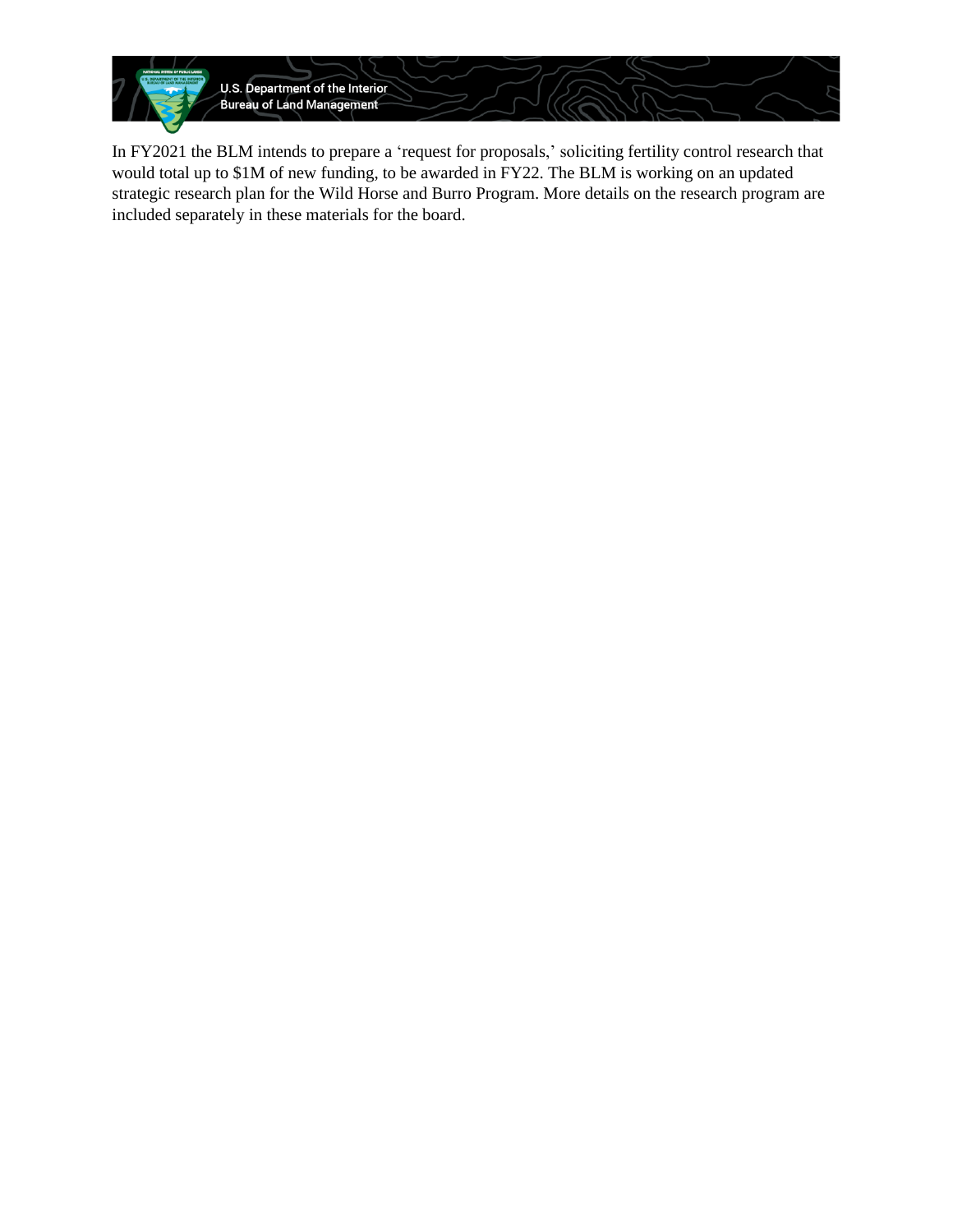In FY2021 the BLM intends to prepare a 'request for proposals,' soliciting fertility control research that would total up to $1M of new funding, to be awarded in FY22. The BLM is working on an updated strategic research plan for the Wild Horse and Burro Program. More details on the research program are included separately in these materials for the board.